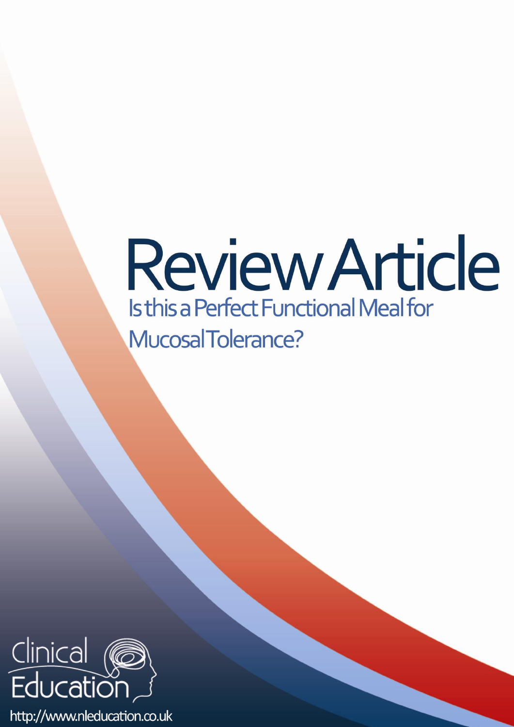# Review Article

## Is this a Perfect Functional Meal for Mucosal Tolerance?

Clinical Education

http://www.nleducation.co.uk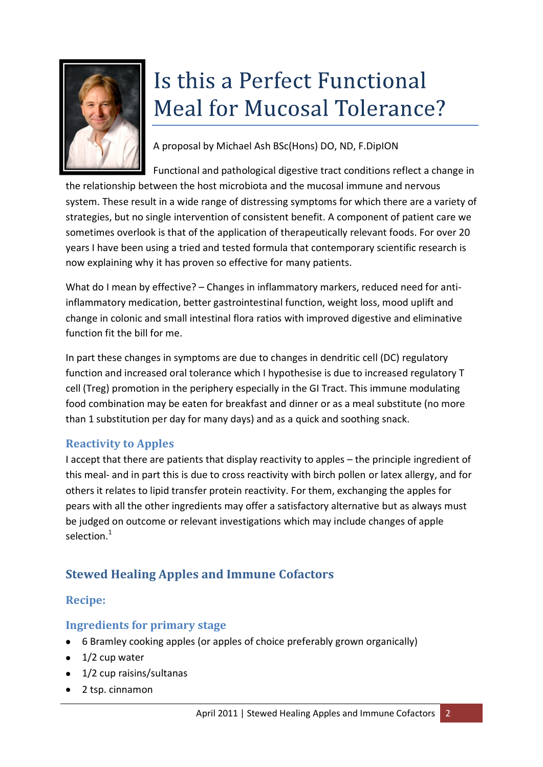# Is this a Perfect Functional Meal for Mucosal Tolerance?

A proposal by Michael Ash BSc(Hons) DO, ND, F.DipION

Functional and pathological digestive tract conditions reflect a change in the relationship between the host microbiota and the mucosal immune and nervous system. These result in a wide range of distressing symptoms for which there are a variety of strategies, but no single intervention of consistent benefit. A component of patient care we sometimes overlook is that of the application of therapeutically relevant foods. For over 20 years I have been using a tried and tested formula that contemporary scientific research is now explaining why it has proven so effective for many patients.

What do I mean by effective? – Changes in inflammatory markers, reduced need for anti-inflammatory medication, better gastrointestinal function, weight loss, mood uplift and change in colonic and small intestinal flora ratios with improved digestive and eliminative function fit the bill for me.

In part these changes in symptoms are due to changes in dendritic cell (DC) regulatory function and increased oral tolerance which I hypothesise is due to increased regulatory T cell (Treg) promotion in the periphery especially in the GI Tract. This immune modulating food combination may be eaten for breakfast and dinner or as a meal substitute (no more than 1 substitution per day for many days) and as a quick and soothing snack.

### Reactivity to Apples

I accept that there are patients that display reactivity to apples – the principle ingredient of this meal- and in part this is due to cross reactivity with birch pollen or latex allergy, and for others it relates to lipid transfer protein reactivity. For them, exchanging the apples for pears with all the other ingredients may offer a satisfactory alternative but as always must be judged on outcome or relevant investigations which may include changes of apple selection.[1]

## Stewed Healing Apples and Immune Cofactors

### Recipe:

### Ingredients for primary stage

- 6 Bramley cooking apples (or apples of choice preferably grown organically)
- 1/2 cup water
- 1/2 cup raisins/sultanas
- 2 tsp. cinnamon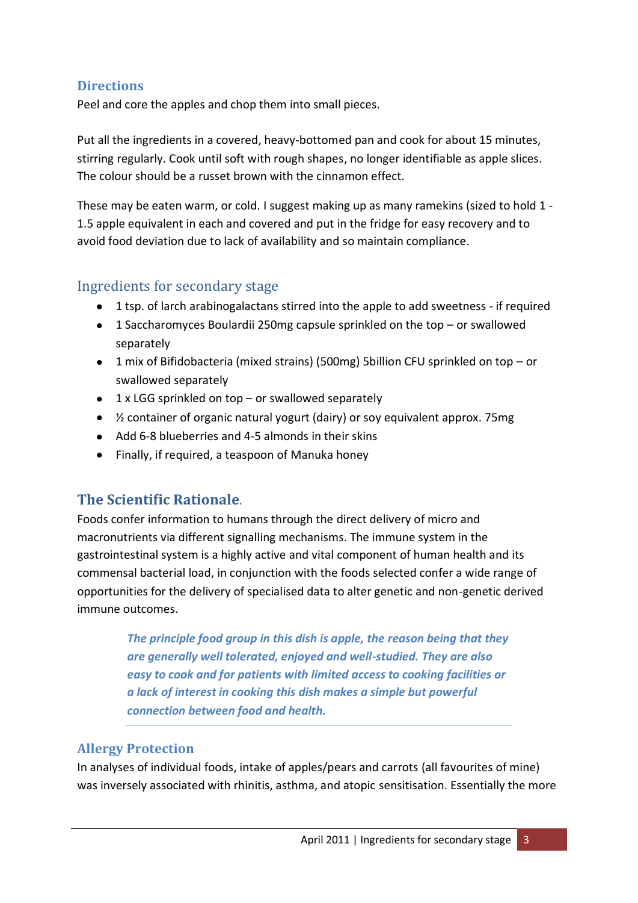## Directions

Peel and core the apples and chop them into small pieces.

Put all the ingredients in a covered, heavy-bottomed pan and cook for about 15 minutes, stirring regularly. Cook until soft with rough shapes, no longer identifiable as apple slices. The colour should be a russet brown with the cinnamon effect.

These may be eaten warm, or cold. I suggest making up as many ramekins (sized to hold 1 - 1.5 apple equivalent in each and covered and put in the fridge for easy recovery and to avoid food deviation due to lack of availability and so maintain compliance.

## Ingredients for secondary stage

- 1 tsp. of larch arabinogalactans stirred into the apple to add sweetness - if required
- 1 Saccharomyces Boulardii 250mg capsule sprinkled on the top – or swallowed separately
- 1 mix of Bifidobacteria (mixed strains) (500mg) 5billion CFU sprinkled on top – or swallowed separately
- 1 x LGG sprinkled on top – or swallowed separately
- ½ container of organic natural yogurt (dairy) or soy equivalent approx. 75mg
- Add 6-8 blueberries and 4-5 almonds in their skins
- Finally, if required, a teaspoon of Manuka honey

## The Scientific Rationale.

Foods confer information to humans through the direct delivery of micro and macronutrients via different signalling mechanisms. The immune system in the gastrointestinal system is a highly active and vital component of human health and its commensal bacterial load, in conjunction with the foods selected confer a wide range of opportunities for the delivery of specialised data to alter genetic and non-genetic derived immune outcomes.

> ***The principle food group in this dish is apple, the reason being that they are generally well tolerated, enjoyed and well-studied. They are also easy to cook and for patients with limited access to cooking facilities or a lack of interest in cooking this dish makes a simple but powerful connection between food and health.***

## Allergy Protection

In analyses of individual foods, intake of apples/pears and carrots (all favourites of mine) was inversely associated with rhinitis, asthma, and atopic sensitisation. Essentially the more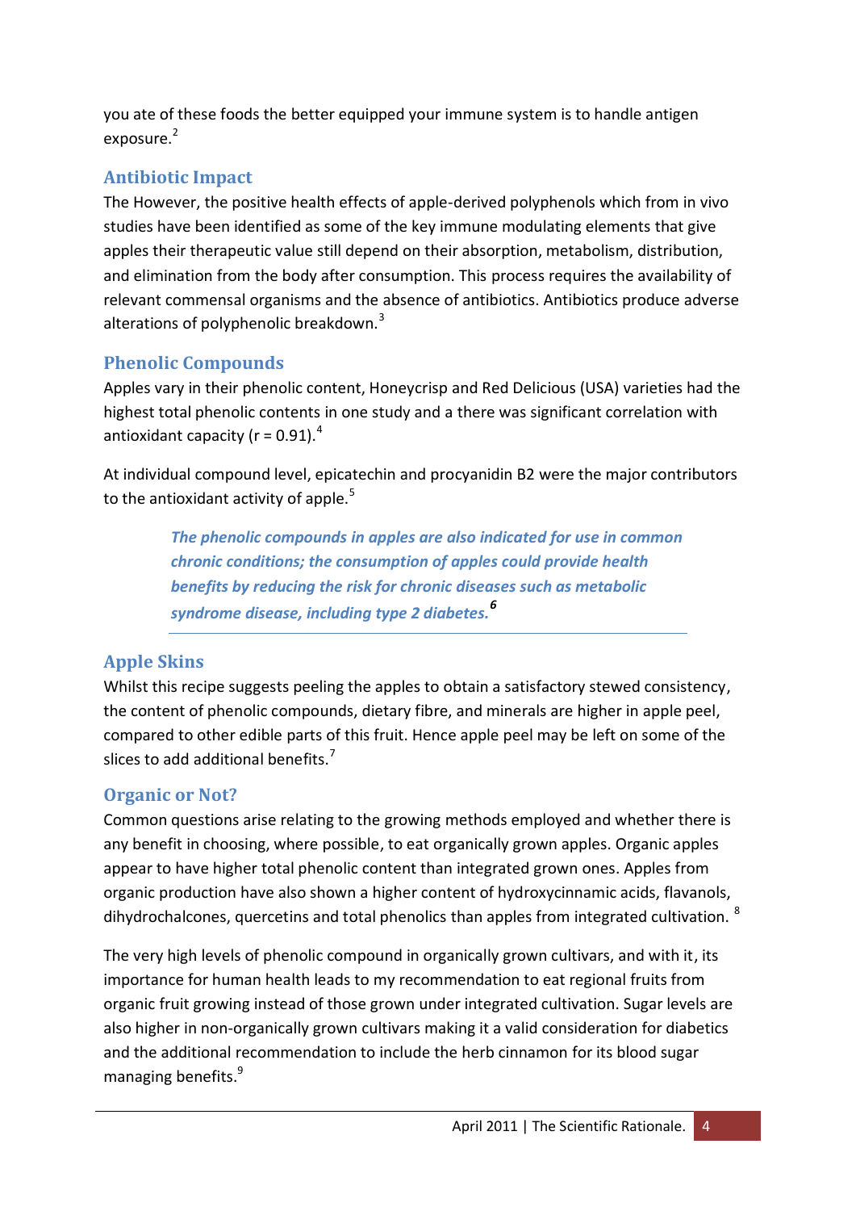you ate of these foods the better equipped your immune system is to handle antigen exposure.[2]

## Antibiotic Impact

The However, the positive health effects of apple-derived polyphenols which from in vivo studies have been identified as some of the key immune modulating elements that give apples their therapeutic value still depend on their absorption, metabolism, distribution, and elimination from the body after consumption. This process requires the availability of relevant commensal organisms and the absence of antibiotics. Antibiotics produce adverse alterations of polyphenolic breakdown.[3]

## Phenolic Compounds

Apples vary in their phenolic content, Honeycrisp and Red Delicious (USA) varieties had the highest total phenolic contents in one study and a there was significant correlation with antioxidant capacity ($r = 0.91$).[4]

At individual compound level, epicatechin and procyanidin B2 were the major contributors to the antioxidant activity of apple.[5]

> ***The phenolic compounds in apples are also indicated for use in common chronic conditions; the consumption of apples could provide health benefits by reducing the risk for chronic diseases such as metabolic syndrome disease, including type 2 diabetes.***[6]

## Apple Skins

Whilst this recipe suggests peeling the apples to obtain a satisfactory stewed consistency, the content of phenolic compounds, dietary fibre, and minerals are higher in apple peel, compared to other edible parts of this fruit. Hence apple peel may be left on some of the slices to add additional benefits.[7]

## Organic or Not?

Common questions arise relating to the growing methods employed and whether there is any benefit in choosing, where possible, to eat organically grown apples. Organic apples appear to have higher total phenolic content than integrated grown ones. Apples from organic production have also shown a higher content of hydroxycinnamic acids, flavanols, dihydrochalcones, quercetins and total phenolics than apples from integrated cultivation.[8]

The very high levels of phenolic compound in organically grown cultivars, and with it, its importance for human health leads to my recommendation to eat regional fruits from organic fruit growing instead of those grown under integrated cultivation. Sugar levels are also higher in non-organically grown cultivars making it a valid consideration for diabetics and the additional recommendation to include the herb cinnamon for its blood sugar managing benefits.[9]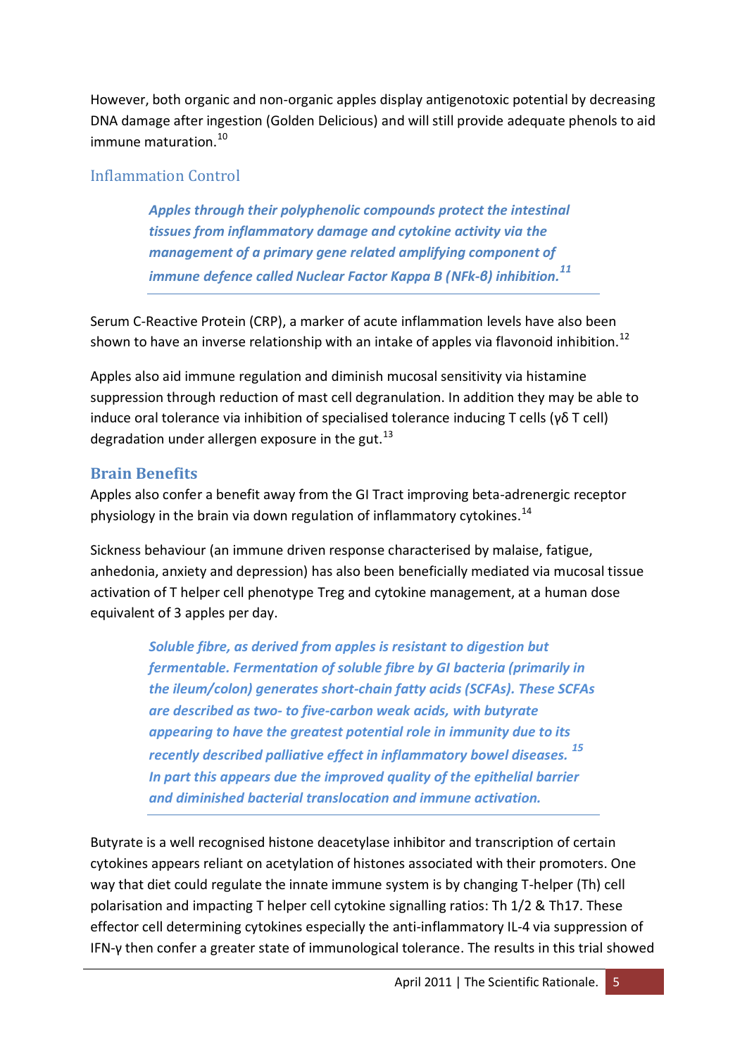However, both organic and non-organic apples display antigenotoxic potential by decreasing DNA damage after ingestion (Golden Delicious) and will still provide adequate phenols to aid immune maturation.[10]

## Inflammation Control

> ***Apples through their polyphenolic compounds protect the intestinal tissues from inflammatory damage and cytokine activity via the management of a primary gene related amplifying component of immune defence called Nuclear Factor Kappa B (NFk-β) inhibition.***[11]

Serum C-Reactive Protein (CRP), a marker of acute inflammation levels have also been shown to have an inverse relationship with an intake of apples via flavonoid inhibition.[12]

Apples also aid immune regulation and diminish mucosal sensitivity via histamine suppression through reduction of mast cell degranulation. In addition they may be able to induce oral tolerance via inhibition of specialised tolerance inducing T cells (γδ T cell) degradation under allergen exposure in the gut.[13]

## Brain Benefits

Apples also confer a benefit away from the GI Tract improving beta-adrenergic receptor physiology in the brain via down regulation of inflammatory cytokines.[14]

Sickness behaviour (an immune driven response characterised by malaise, fatigue, anhedonia, anxiety and depression) has also been beneficially mediated via mucosal tissue activation of T helper cell phenotype Treg and cytokine management, at a human dose equivalent of 3 apples per day.

> ***Soluble fibre, as derived from apples is resistant to digestion but fermentable. Fermentation of soluble fibre by GI bacteria (primarily in the ileum/colon) generates short-chain fatty acids (SCFAs). These SCFAs are described as two- to five-carbon weak acids, with butyrate appearing to have the greatest potential role in immunity due to its recently described palliative effect in inflammatory bowel diseases.***[15] ***In part this appears due the improved quality of the epithelial barrier and diminished bacterial translocation and immune activation.***

Butyrate is a well recognised histone deacetylase inhibitor and transcription of certain cytokines appears reliant on acetylation of histones associated with their promoters. One way that diet could regulate the innate immune system is by changing T-helper (Th) cell polarisation and impacting T helper cell cytokine signalling ratios: Th 1/2 & Th17. These effector cell determining cytokines especially the anti-inflammatory IL-4 via suppression of IFN-γ then confer a greater state of immunological tolerance. The results in this trial showed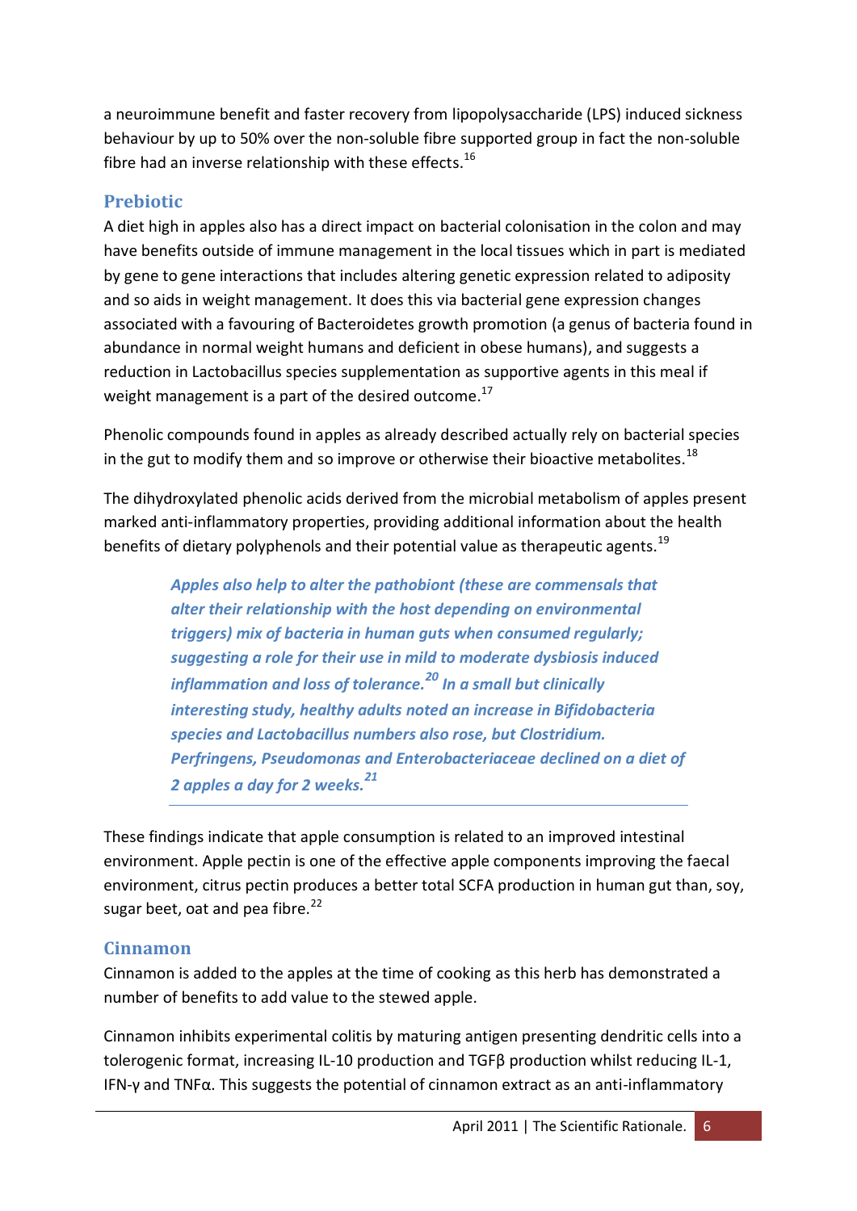a neuroimmune benefit and faster recovery from lipopolysaccharide (LPS) induced sickness behaviour by up to 50% over the non-soluble fibre supported group in fact the non-soluble fibre had an inverse relationship with these effects.[16]

## Prebiotic

A diet high in apples also has a direct impact on bacterial colonisation in the colon and may have benefits outside of immune management in the local tissues which in part is mediated by gene to gene interactions that includes altering genetic expression related to adiposity and so aids in weight management. It does this via bacterial gene expression changes associated with a favouring of Bacteroidetes growth promotion (a genus of bacteria found in abundance in normal weight humans and deficient in obese humans), and suggests a reduction in Lactobacillus species supplementation as supportive agents in this meal if weight management is a part of the desired outcome.[17]

Phenolic compounds found in apples as already described actually rely on bacterial species in the gut to modify them and so improve or otherwise their bioactive metabolites.[18]

The dihydroxylated phenolic acids derived from the microbial metabolism of apples present marked anti-inflammatory properties, providing additional information about the health benefits of dietary polyphenols and their potential value as therapeutic agents.[19]

> ***Apples also help to alter the pathobiont (these are commensals that alter their relationship with the host depending on environmental triggers) mix of bacteria in human guts when consumed regularly; suggesting a role for their use in mild to moderate dysbiosis induced inflammation and loss of tolerance.[20] In a small but clinically interesting study, healthy adults noted an increase in Bifidobacteria species and Lactobacillus numbers also rose, but Clostridium. Perfringens, Pseudomonas and Enterobacteriaceae declined on a diet of 2 apples a day for 2 weeks.[21]***

These findings indicate that apple consumption is related to an improved intestinal environment. Apple pectin is one of the effective apple components improving the faecal environment, citrus pectin produces a better total SCFA production in human gut than, soy, sugar beet, oat and pea fibre.[22]

## Cinnamon

Cinnamon is added to the apples at the time of cooking as this herb has demonstrated a number of benefits to add value to the stewed apple.

Cinnamon inhibits experimental colitis by maturing antigen presenting dendritic cells into a tolerogenic format, increasing IL-10 production and TGFβ production whilst reducing IL-1, IFN-γ and TNFα. This suggests the potential of cinnamon extract as an anti-inflammatory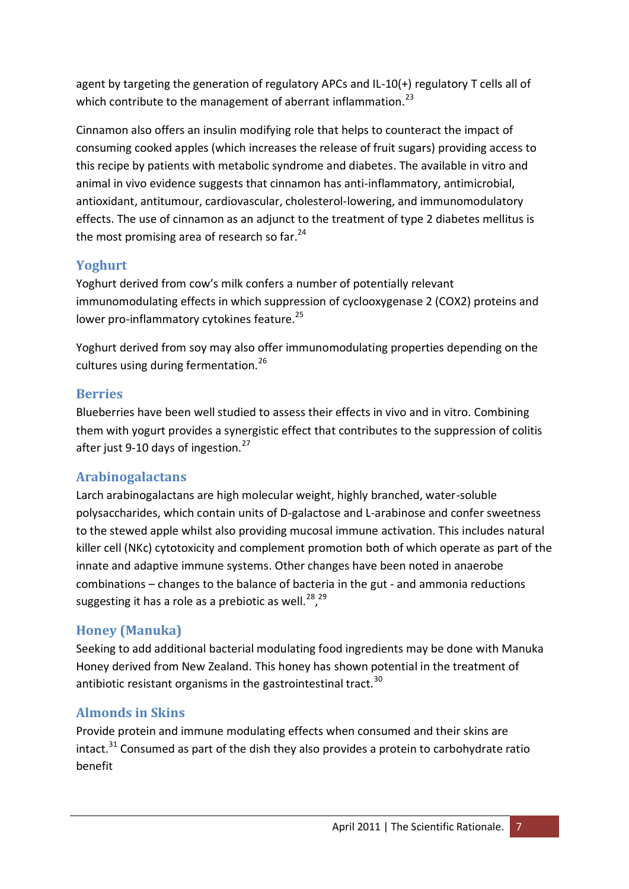agent by targeting the generation of regulatory APCs and IL-10(+) regulatory T cells all of which contribute to the management of aberrant inflammation.[23]

Cinnamon also offers an insulin modifying role that helps to counteract the impact of consuming cooked apples (which increases the release of fruit sugars) providing access to this recipe by patients with metabolic syndrome and diabetes. The available in vitro and animal in vivo evidence suggests that cinnamon has anti-inflammatory, antimicrobial, antioxidant, antitumour, cardiovascular, cholesterol-lowering, and immunomodulatory effects. The use of cinnamon as an adjunct to the treatment of type 2 diabetes mellitus is the most promising area of research so far.[24]

## Yoghurt

Yoghurt derived from cow's milk confers a number of potentially relevant immunomodulating effects in which suppression of cyclooxygenase 2 (COX2) proteins and lower pro-inflammatory cytokines feature.[25]

Yoghurt derived from soy may also offer immunomodulating properties depending on the cultures using during fermentation.[26]

## Berries

Blueberries have been well studied to assess their effects in vivo and in vitro. Combining them with yogurt provides a synergistic effect that contributes to the suppression of colitis after just 9-10 days of ingestion.[27]

## Arabinogalactans

Larch arabinogalactans are high molecular weight, highly branched, water-soluble polysaccharides, which contain units of D-galactose and L-arabinose and confer sweetness to the stewed apple whilst also providing mucosal immune activation. This includes natural killer cell (NKc) cytotoxicity and complement promotion both of which operate as part of the innate and adaptive immune systems. Other changes have been noted in anaerobe combinations – changes to the balance of bacteria in the gut - and ammonia reductions suggesting it has a role as a prebiotic as well.[28,29]

## Honey (Manuka)

Seeking to add additional bacterial modulating food ingredients may be done with Manuka Honey derived from New Zealand. This honey has shown potential in the treatment of antibiotic resistant organisms in the gastrointestinal tract.[30]

## Almonds in Skins

Provide protein and immune modulating effects when consumed and their skins are intact.[31] Consumed as part of the dish they also provides a protein to carbohydrate ratio benefit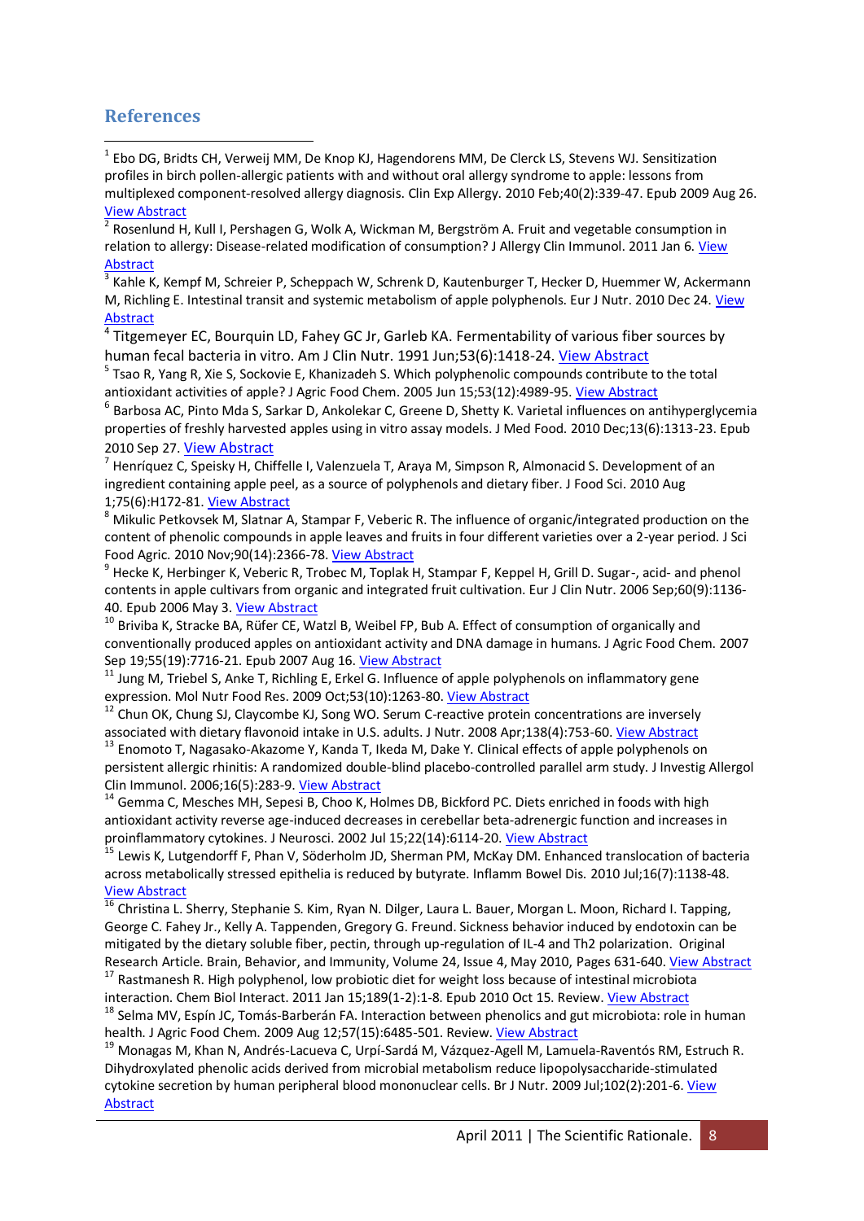## References

[1] Ebo DG, Bridts CH, Verweij MM, De Knop KJ, Hagendorens MM, De Clerck LS, Stevens WJ. Sensitization profiles in birch pollen-allergic patients with and without oral allergy syndrome to apple: lessons from multiplexed component-resolved allergy diagnosis. Clin Exp Allergy. 2010 Feb;40(2):339-47. Epub 2009 Aug 26. View Abstract

[2] Rosenlund H, Kull I, Pershagen G, Wolk A, Wickman M, Bergström A. Fruit and vegetable consumption in relation to allergy: Disease-related modification of consumption? J Allergy Clin Immunol. 2011 Jan 6. View Abstract

[3] Kahle K, Kempf M, Schreier P, Scheppach W, Schrenk D, Kautenburger T, Hecker D, Huemmer W, Ackermann M, Richling E. Intestinal transit and systemic metabolism of apple polyphenols. Eur J Nutr. 2010 Dec 24. View Abstract

[4] Titgemeyer EC, Bourquin LD, Fahey GC Jr, Garleb KA. Fermentability of various fiber sources by human fecal bacteria in vitro. Am J Clin Nutr. 1991 Jun;53(6):1418-24. View Abstract

[5] Tsao R, Yang R, Xie S, Sockovie E, Khanizadeh S. Which polyphenolic compounds contribute to the total antioxidant activities of apple? J Agric Food Chem. 2005 Jun 15;53(12):4989-95. View Abstract

[6] Barbosa AC, Pinto Mda S, Sarkar D, Ankolekar C, Greene D, Shetty K. Varietal influences on antihyperglycemia properties of freshly harvested apples using in vitro assay models. J Med Food. 2010 Dec;13(6):1313-23. Epub 2010 Sep 27. View Abstract

[7] Henríquez C, Speisky H, Chiffelle I, Valenzuela T, Araya M, Simpson R, Almonacid S. Development of an ingredient containing apple peel, as a source of polyphenols and dietary fiber. J Food Sci. 2010 Aug 1;75(6):H172-81. View Abstract

[8] Mikulic Petkovsek M, Slatnar A, Stampar F, Veberic R. The influence of organic/integrated production on the content of phenolic compounds in apple leaves and fruits in four different varieties over a 2-year period. J Sci Food Agric. 2010 Nov;90(14):2366-78. View Abstract

[9] Hecke K, Herbinger K, Veberic R, Trobec M, Toplak H, Stampar F, Keppel H, Grill D. Sugar-, acid- and phenol contents in apple cultivars from organic and integrated fruit cultivation. Eur J Clin Nutr. 2006 Sep;60(9):1136-40. Epub 2006 May 3. View Abstract

[10] Briviba K, Stracke BA, Rüfer CE, Watzl B, Weibel FP, Bub A. Effect of consumption of organically and conventionally produced apples on antioxidant activity and DNA damage in humans. J Agric Food Chem. 2007 Sep 19;55(19):7716-21. Epub 2007 Aug 16. View Abstract

[11] Jung M, Triebel S, Anke T, Richling E, Erkel G. Influence of apple polyphenols on inflammatory gene expression. Mol Nutr Food Res. 2009 Oct;53(10):1263-80. View Abstract

[12] Chun OK, Chung SJ, Claycombe KJ, Song WO. Serum C-reactive protein concentrations are inversely associated with dietary flavonoid intake in U.S. adults. J Nutr. 2008 Apr;138(4):753-60. View Abstract

[13] Enomoto T, Nagasako-Akazome Y, Kanda T, Ikeda M, Dake Y. Clinical effects of apple polyphenols on persistent allergic rhinitis: A randomized double-blind placebo-controlled parallel arm study. J Investig Allergol Clin Immunol. 2006;16(5):283-9. View Abstract

[14] Gemma C, Mesches MH, Sepesi B, Choo K, Holmes DB, Bickford PC. Diets enriched in foods with high antioxidant activity reverse age-induced decreases in cerebellar beta-adrenergic function and increases in proinflammatory cytokines. J Neurosci. 2002 Jul 15;22(14):6114-20. View Abstract

[15] Lewis K, Lutgendorff F, Phan V, Söderholm JD, Sherman PM, McKay DM. Enhanced translocation of bacteria across metabolically stressed epithelia is reduced by butyrate. Inflamm Bowel Dis. 2010 Jul;16(7):1138-48. View Abstract

[16] Christina L. Sherry, Stephanie S. Kim, Ryan N. Dilger, Laura L. Bauer, Morgan L. Moon, Richard I. Tapping, George C. Fahey Jr., Kelly A. Tappenden, Gregory G. Freund. Sickness behavior induced by endotoxin can be mitigated by the dietary soluble fiber, pectin, through up-regulation of IL-4 and Th2 polarization. Original Research Article. Brain, Behavior, and Immunity, Volume 24, Issue 4, May 2010, Pages 631-640. View Abstract

[17] Rastmanesh R. High polyphenol, low probiotic diet for weight loss because of intestinal microbiota interaction. Chem Biol Interact. 2011 Jan 15;189(1-2):1-8. Epub 2010 Oct 15. Review. View Abstract

[18] Selma MV, Espín JC, Tomás-Barberán FA. Interaction between phenolics and gut microbiota: role in human health. J Agric Food Chem. 2009 Aug 12;57(15):6485-501. Review. View Abstract

[19] Monagas M, Khan N, Andrés-Lacueva C, Urpí-Sardá M, Vázquez-Agell M, Lamuela-Raventós RM, Estruch R. Dihydroxylated phenolic acids derived from microbial metabolism reduce lipopolysaccharide-stimulated cytokine secretion by human peripheral blood mononuclear cells. Br J Nutr. 2009 Jul;102(2):201-6. View Abstract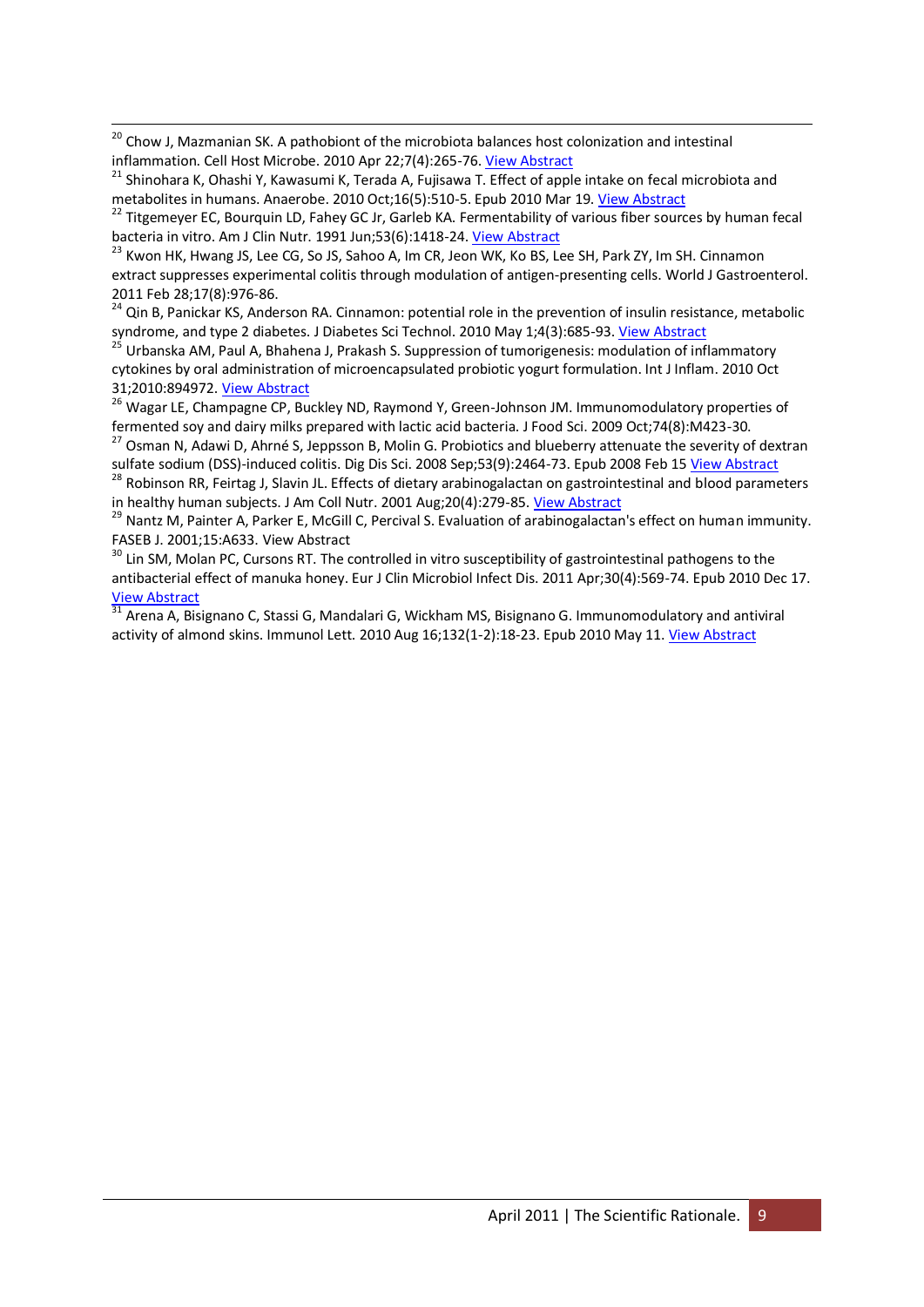[20] Chow J, Mazmanian SK. A pathobiont of the microbiota balances host colonization and intestinal inflammation. Cell Host Microbe. 2010 Apr 22;7(4):265-76. View Abstract

[21] Shinohara K, Ohashi Y, Kawasumi K, Terada A, Fujisawa T. Effect of apple intake on fecal microbiota and metabolites in humans. Anaerobe. 2010 Oct;16(5):510-5. Epub 2010 Mar 19. View Abstract

[22] Titgemeyer EC, Bourquin LD, Fahey GC Jr, Garleb KA. Fermentability of various fiber sources by human fecal bacteria in vitro. Am J Clin Nutr. 1991 Jun;53(6):1418-24. View Abstract

[23] Kwon HK, Hwang JS, Lee CG, So JS, Sahoo A, Im CR, Jeon WK, Ko BS, Lee SH, Park ZY, Im SH. Cinnamon extract suppresses experimental colitis through modulation of antigen-presenting cells. World J Gastroenterol. 2011 Feb 28;17(8):976-86.

[24] Qin B, Panickar KS, Anderson RA. Cinnamon: potential role in the prevention of insulin resistance, metabolic syndrome, and type 2 diabetes. J Diabetes Sci Technol. 2010 May 1;4(3):685-93. View Abstract

[25] Urbanska AM, Paul A, Bhahena J, Prakash S. Suppression of tumorigenesis: modulation of inflammatory cytokines by oral administration of microencapsulated probiotic yogurt formulation. Int J Inflam. 2010 Oct 31;2010:894972. View Abstract

[26] Wagar LE, Champagne CP, Buckley ND, Raymond Y, Green-Johnson JM. Immunomodulatory properties of fermented soy and dairy milks prepared with lactic acid bacteria. J Food Sci. 2009 Oct;74(8):M423-30.

[27] Osman N, Adawi D, Ahrné S, Jeppsson B, Molin G. Probiotics and blueberry attenuate the severity of dextran sulfate sodium (DSS)-induced colitis. Dig Dis Sci. 2008 Sep;53(9):2464-73. Epub 2008 Feb 15 View Abstract

[28] Robinson RR, Feirtag J, Slavin JL. Effects of dietary arabinogalactan on gastrointestinal and blood parameters in healthy human subjects. J Am Coll Nutr. 2001 Aug;20(4):279-85. View Abstract

[29] Nantz M, Painter A, Parker E, McGill C, Percival S. Evaluation of arabinogalactan's effect on human immunity. FASEB J. 2001;15:A633. View Abstract

[30] Lin SM, Molan PC, Cursons RT. The controlled in vitro susceptibility of gastrointestinal pathogens to the antibacterial effect of manuka honey. Eur J Clin Microbiol Infect Dis. 2011 Apr;30(4):569-74. Epub 2010 Dec 17. View Abstract

[31] Arena A, Bisignano C, Stassi G, Mandalari G, Wickham MS, Bisignano G. Immunomodulatory and antiviral activity of almond skins. Immunol Lett. 2010 Aug 16;132(1-2):18-23. Epub 2010 May 11. View Abstract